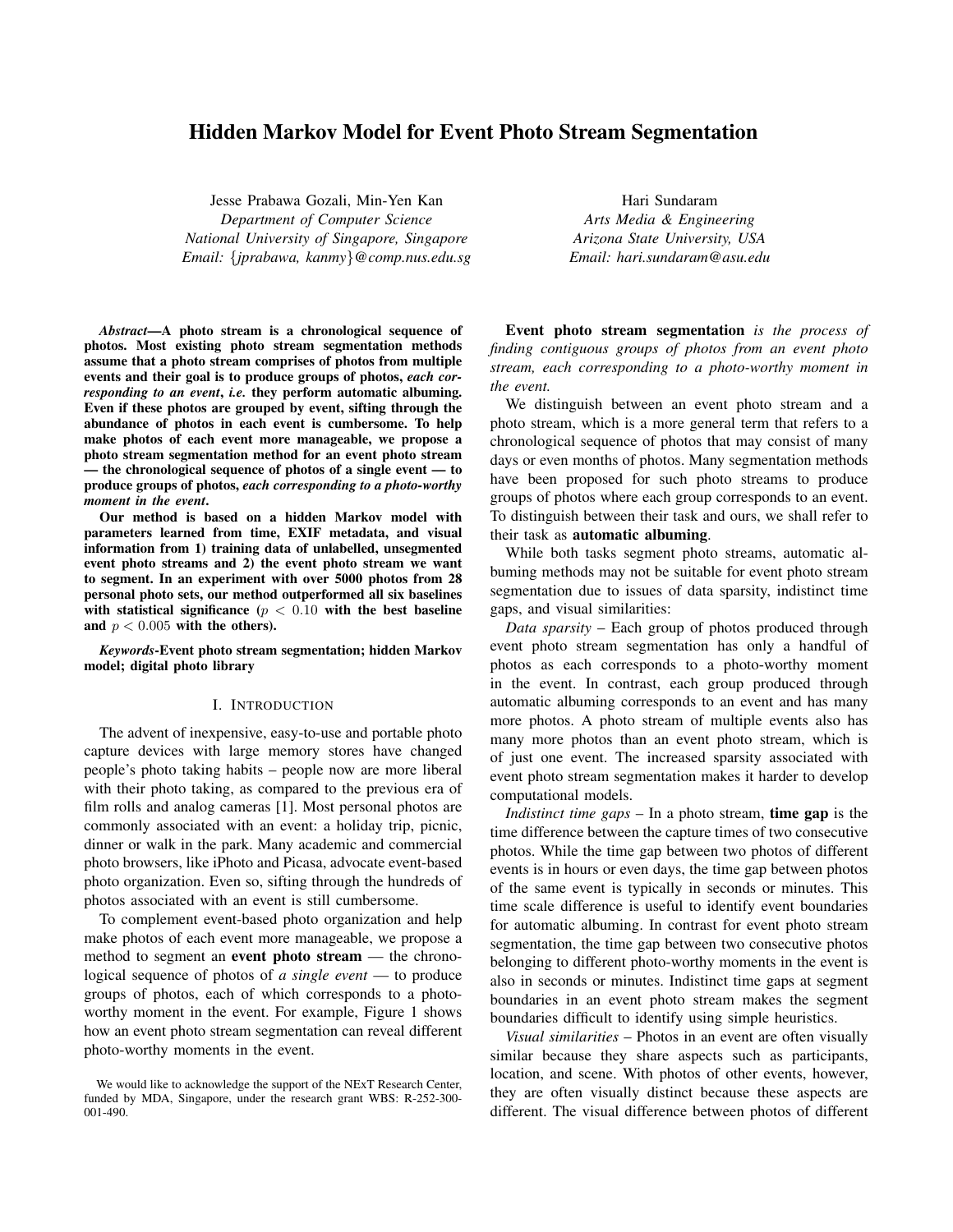# Hidden Markov Model for Event Photo Stream Segmentation

Jesse Prabawa Gozali, Min-Yen Kan
*Department of Computer Science*
*National University of Singapore, Singapore*
*Email: {jprabawa, kanmy}@comp.nus.edu.sg*

Hari Sundaram
*Arts Media & Engineering*
*Arizona State University, USA*
*Email: hari.sundaram@asu.edu*

***Abstract*—A photo stream is a chronological sequence of photos. Most existing photo stream segmentation methods assume that a photo stream comprises of photos from multiple events and their goal is to produce groups of photos, *each corresponding to an event*, *i.e.* they perform automatic albuming. Even if these photos are grouped by event, sifting through the abundance of photos in each event is cumbersome. To help make photos of each event more manageable, we propose a photo stream segmentation method for an event photo stream — the chronological sequence of photos of a single event — to produce groups of photos, *each corresponding to a photo-worthy moment in the event*.**

**Our method is based on a hidden Markov model with parameters learned from time, EXIF metadata, and visual information from 1) training data of unlabelled, unsegmented event photo streams and 2) the event photo stream we want to segment. In an experiment with over 5000 photos from 28 personal photo sets, our method outperformed all six baselines with statistical significance ($p < 0.10$ with the best baseline and $p < 0.005$ with the others).**

***Keywords*-Event photo stream segmentation; hidden Markov model; digital photo library**

## I. Introduction

The advent of inexpensive, easy-to-use and portable photo capture devices with large memory stores have changed people's photo taking habits – people now are more liberal with their photo taking, as compared to the previous era of film rolls and analog cameras [1]. Most personal photos are commonly associated with an event: a holiday trip, picnic, dinner or walk in the park. Many academic and commercial photo browsers, like iPhoto and Picasa, advocate event-based photo organization. Even so, sifting through the hundreds of photos associated with an event is still cumbersome.

To complement event-based photo organization and help make photos of each event more manageable, we propose a method to segment an **event photo stream** — the chronological sequence of photos of *a single event* — to produce groups of photos, each of which corresponds to a photo-worthy moment in the event. For example, Figure 1 shows how an event photo stream segmentation can reveal different photo-worthy moments in the event.

**Event photo stream segmentation** *is the process of finding contiguous groups of photos from an event photo stream, each corresponding to a photo-worthy moment in the event.*

We distinguish between an event photo stream and a photo stream, which is a more general term that refers to a chronological sequence of photos that may consist of many days or even months of photos. Many segmentation methods have been proposed for such photo streams to produce groups of photos where each group corresponds to an event. To distinguish between their task and ours, we shall refer to their task as **automatic albuming**.

While both tasks segment photo streams, automatic albuming methods may not be suitable for event photo stream segmentation due to issues of data sparsity, indistinct time gaps, and visual similarities:

*Data sparsity* – Each group of photos produced through event photo stream segmentation has only a handful of photos as each corresponds to a photo-worthy moment in the event. In contrast, each group produced through automatic albuming corresponds to an event and has many more photos. A photo stream of multiple events also has many more photos than an event photo stream, which is of just one event. The increased sparsity associated with event photo stream segmentation makes it harder to develop computational models.

*Indistinct time gaps* – In a photo stream, **time gap** is the time difference between the capture times of two consecutive photos. While the time gap between two photos of different events is in hours or even days, the time gap between photos of the same event is typically in seconds or minutes. This time scale difference is useful to identify event boundaries for automatic albuming. In contrast for event photo stream segmentation, the time gap between two consecutive photos belonging to different photo-worthy moments in the event is also in seconds or minutes. Indistinct time gaps at segment boundaries in an event photo stream makes the segment boundaries difficult to identify using simple heuristics.

*Visual similarities* – Photos in an event are often visually similar because they share aspects such as participants, location, and scene. With photos of other events, however, they are often visually distinct because these aspects are different. The visual difference between photos of different

We would like to acknowledge the support of the NExT Research Center, funded by MDA, Singapore, under the research grant WBS: R-252-300-001-490.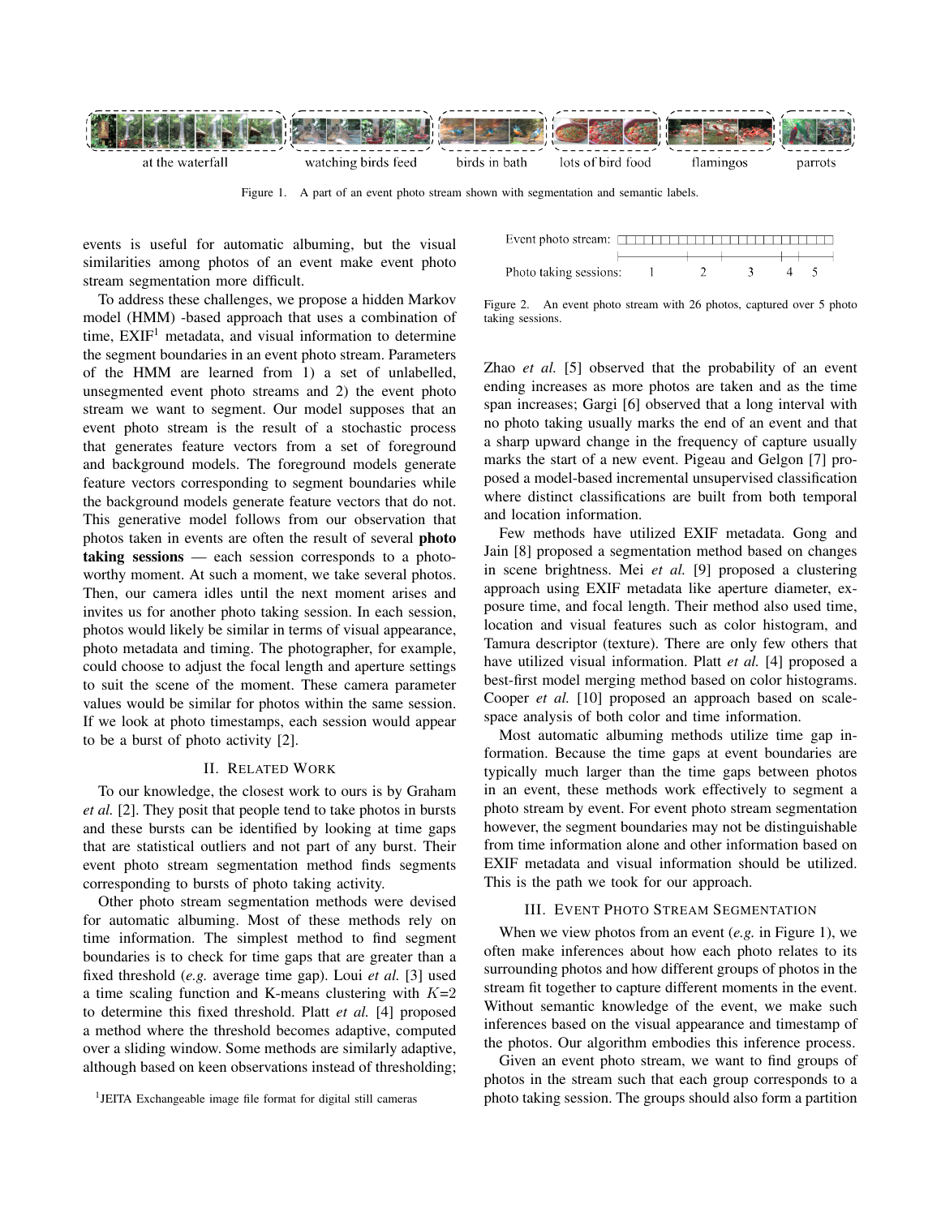at the waterfall | watching birds feed | birds in bath | lots of bird food | flamingos | parrots

Figure 1. A part of an event photo stream shown with segmentation and semantic labels.

events is useful for automatic albuming, but the visual similarities among photos of an event make event photo stream segmentation more difficult.

To address these challenges, we propose a hidden Markov model (HMM) -based approach that uses a combination of time, EXIF[1] metadata, and visual information to determine the segment boundaries in an event photo stream. Parameters of the HMM are learned from 1) a set of unlabelled, unsegmented event photo streams and 2) the event photo stream we want to segment. Our model supposes that an event photo stream is the result of a stochastic process that generates feature vectors from a set of foreground and background models. The foreground models generate feature vectors corresponding to segment boundaries while the background models generate feature vectors that do not. This generative model follows from our observation that photos taken in events are often the result of several **photo taking sessions** — each session corresponds to a photo-worthy moment. At such a moment, we take several photos. Then, our camera idles until the next moment arises and invites us for another photo taking session. In each session, photos would likely be similar in terms of visual appearance, photo metadata and timing. The photographer, for example, could choose to adjust the focal length and aperture settings to suit the scene of the moment. These camera parameter values would be similar for photos within the same session. If we look at photo timestamps, each session would appear to be a burst of photo activity [2].

## II. Related Work

To our knowledge, the closest work to ours is by Graham *et al.* [2]. They posit that people tend to take photos in bursts and these bursts can be identified by looking at time gaps that are statistical outliers and not part of any burst. Their event photo stream segmentation method finds segments corresponding to bursts of photo taking activity.

Other photo stream segmentation methods were devised for automatic albuming. Most of these methods rely on time information. The simplest method to find segment boundaries is to check for time gaps that are greater than a fixed threshold (*e.g.* average time gap). Loui *et al.* [3] used a time scaling function and K-means clustering with $K$=2 to determine this fixed threshold. Platt *et al.* [4] proposed a method where the threshold becomes adaptive, computed over a sliding window. Some methods are similarly adaptive, although based on keen observations instead of thresholding;

[1]JEITA Exchangeable image file format for digital still cameras

Event photo stream:

Photo taking sessions: 1 2 3 4 5

Figure 2. An event photo stream with 26 photos, captured over 5 photo taking sessions.

Zhao *et al.* [5] observed that the probability of an event ending increases as more photos are taken and as the time span increases; Gargi [6] observed that a long interval with no photo taking usually marks the end of an event and that a sharp upward change in the frequency of capture usually marks the start of a new event. Pigeau and Gelgon [7] proposed a model-based incremental unsupervised classification where distinct classifications are built from both temporal and location information.

Few methods have utilized EXIF metadata. Gong and Jain [8] proposed a segmentation method based on changes in scene brightness. Mei *et al.* [9] proposed a clustering approach using EXIF metadata like aperture diameter, exposure time, and focal length. Their method also used time, location and visual features such as color histogram, and Tamura descriptor (texture). There are only few others that have utilized visual information. Platt *et al.* [4] proposed a best-first model merging method based on color histograms. Cooper *et al.* [10] proposed an approach based on scale-space analysis of both color and time information.

Most automatic albuming methods utilize time gap information. Because the time gaps at event boundaries are typically much larger than the time gaps between photos in an event, these methods work effectively to segment a photo stream by event. For event photo stream segmentation however, the segment boundaries may not be distinguishable from time information alone and other information based on EXIF metadata and visual information should be utilized. This is the path we took for our approach.

## III. Event Photo Stream Segmentation

When we view photos from an event (*e.g.* in Figure 1), we often make inferences about how each photo relates to its surrounding photos and how different groups of photos in the stream fit together to capture different moments in the event. Without semantic knowledge of the event, we make such inferences based on the visual appearance and timestamp of the photos. Our algorithm embodies this inference process.

Given an event photo stream, we want to find groups of photos in the stream such that each group corresponds to a photo taking session. The groups should also form a partition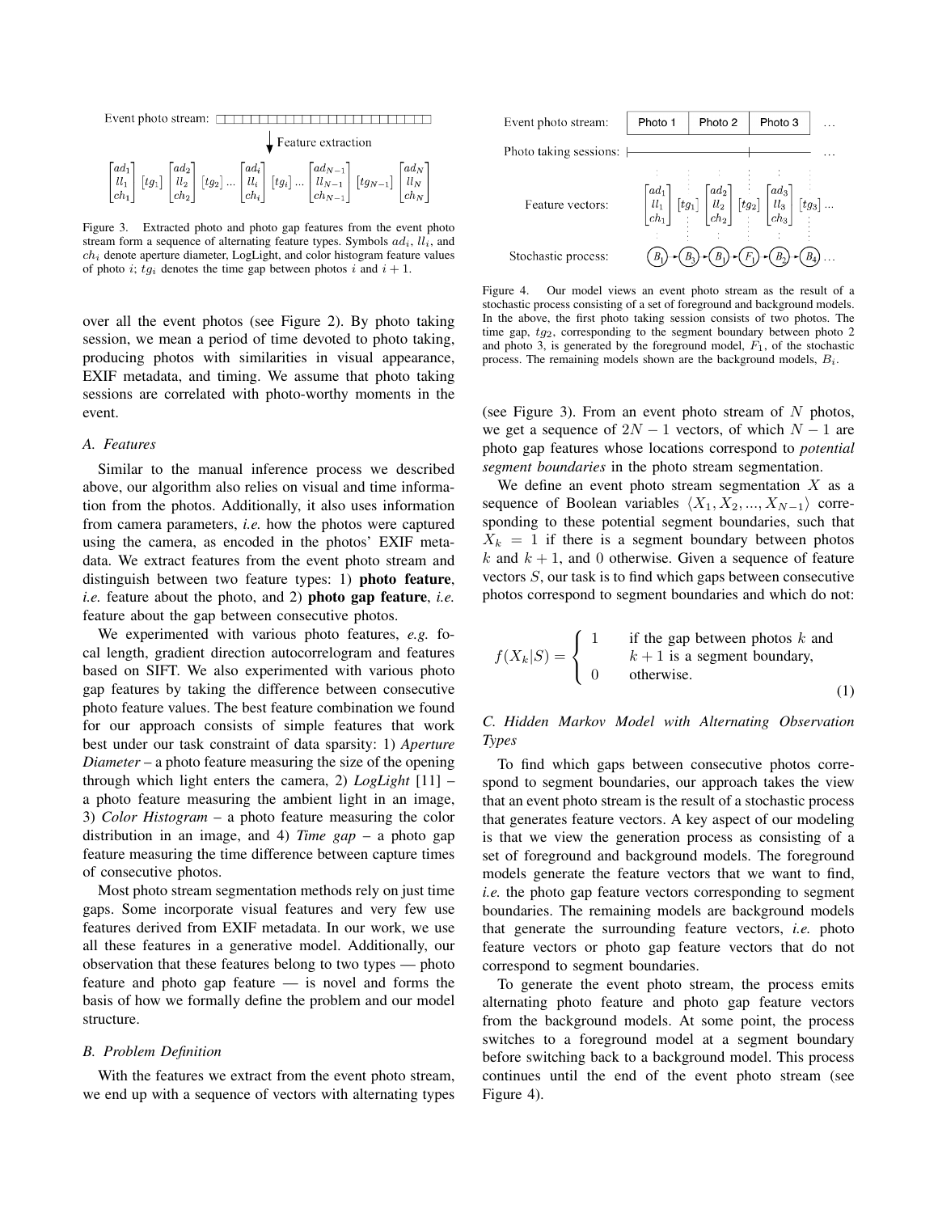Figure 3. Extracted photo and photo gap features from the event photo stream form a sequence of alternating feature types. Symbols $ad_i$, $ll_i$, and $ch_i$ denote aperture diameter, LogLight, and color histogram feature values of photo $i$; $tg_i$ denotes the time gap between photos $i$ and $i+1$.

over all the event photos (see Figure 2). By photo taking session, we mean a period of time devoted to photo taking, producing photos with similarities in visual appearance, EXIF metadata, and timing. We assume that photo taking sessions are correlated with photo-worthy moments in the event.

### A. Features

Similar to the manual inference process we described above, our algorithm also relies on visual and time information from the photos. Additionally, it also uses information from camera parameters, *i.e.* how the photos were captured using the camera, as encoded in the photos' EXIF metadata. We extract features from the event photo stream and distinguish between two feature types: 1) **photo feature**, *i.e.* feature about the photo, and 2) **photo gap feature**, *i.e.* feature about the gap between consecutive photos.

We experimented with various photo features, *e.g.* focal length, gradient direction autocorrelogram and features based on SIFT. We also experimented with various photo gap features by taking the difference between consecutive photo feature values. The best feature combination we found for our approach consists of simple features that work best under our task constraint of data sparsity: 1) *Aperture Diameter* – a photo feature measuring the size of the opening through which light enters the camera, 2) *LogLight* [11] – a photo feature measuring the ambient light in an image, 3) *Color Histogram* – a photo feature measuring the color distribution in an image, and 4) *Time gap* – a photo gap feature measuring the time difference between capture times of consecutive photos.

Most photo stream segmentation methods rely on just time gaps. Some incorporate visual features and very few use features derived from EXIF metadata. In our work, we use all these features in a generative model. Additionally, our observation that these features belong to two types — photo feature and photo gap feature — is novel and forms the basis of how we formally define the problem and our model structure.

### B. Problem Definition

With the features we extract from the event photo stream, we end up with a sequence of vectors with alternating types (see Figure 3). From an event photo stream of $N$ photos, we get a sequence of $2N-1$ vectors, of which $N-1$ are photo gap features whose locations correspond to *potential segment boundaries* in the photo stream segmentation.

Figure 4. Our model views an event photo stream as the result of a stochastic process consisting of a set of foreground and background models. In the above, the first photo taking session consists of two photos. The time gap, $tg_2$, corresponding to the segment boundary between photo 2 and photo 3, is generated by the foreground model, $F_1$, of the stochastic process. The remaining models shown are the background models, $B_i$.

We define an event photo stream segmentation $X$ as a sequence of Boolean variables $\langle X_1, X_2, ..., X_{N-1}\rangle$ corresponding to these potential segment boundaries, such that $X_k = 1$ if there is a segment boundary between photos $k$ and $k+1$, and 0 otherwise. Given a sequence of feature vectors $S$, our task is to find which gaps between consecutive photos correspond to segment boundaries and which do not:

$$f(X_k|S) = \begin{cases} 1 & \text{if the gap between photos } k \text{ and} \\ & k+1 \text{ is a segment boundary,} \\ 0 & \text{otherwise.} \end{cases} \tag{1}$$

### C. Hidden Markov Model with Alternating Observation Types

To find which gaps between consecutive photos correspond to segment boundaries, our approach takes the view that an event photo stream is the result of a stochastic process that generates feature vectors. A key aspect of our modeling is that we view the generation process as consisting of a set of foreground and background models. The foreground models generate the feature vectors that we want to find, *i.e.* the photo gap feature vectors corresponding to segment boundaries. The remaining models are background models that generate the surrounding feature vectors, *i.e.* photo feature vectors or photo gap feature vectors that do not correspond to segment boundaries.

To generate the event photo stream, the process emits alternating photo feature and photo gap feature vectors from the background models. At some point, the process switches to a foreground model at a segment boundary before switching back to a background model. This process continues until the end of the event photo stream (see Figure 4).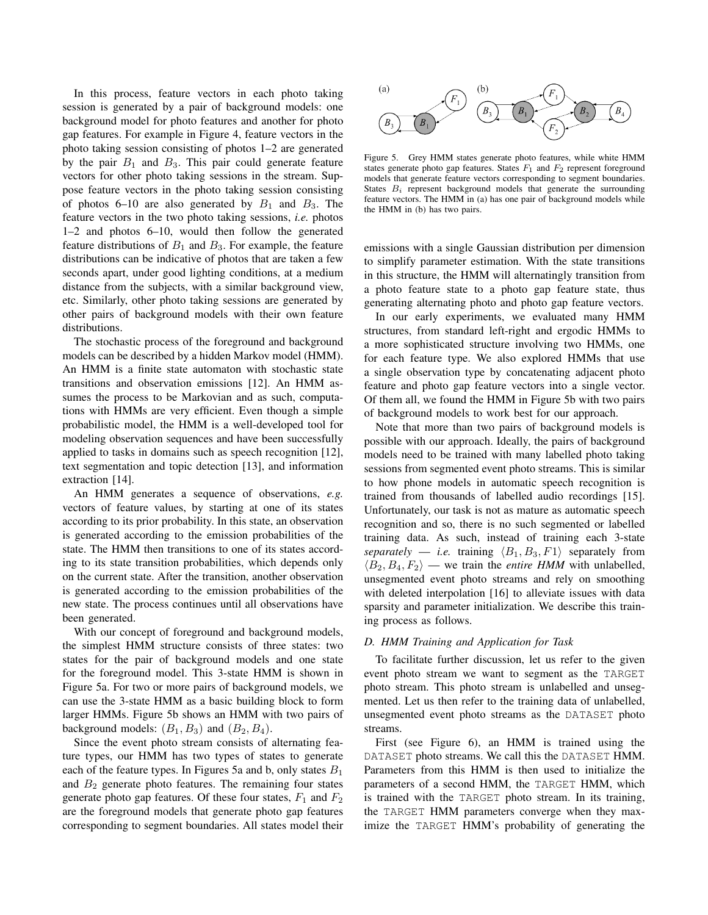In this process, feature vectors in each photo taking session is generated by a pair of background models: one background model for photo features and another for photo gap features. For example in Figure 4, feature vectors in the photo taking session consisting of photos 1–2 are generated by the pair $B_1$ and $B_3$. This pair could generate feature vectors for other photo taking sessions in the stream. Suppose feature vectors in the photo taking session consisting of photos 6–10 are also generated by $B_1$ and $B_3$. The feature vectors in the two photo taking sessions, *i.e.* photos 1–2 and photos 6–10, would then follow the generated feature distributions of $B_1$ and $B_3$. For example, the feature distributions can be indicative of photos that are taken a few seconds apart, under good lighting conditions, at a medium distance from the subjects, with a similar background view, etc. Similarly, other photo taking sessions are generated by other pairs of background models with their own feature distributions.

The stochastic process of the foreground and background models can be described by a hidden Markov model (HMM). An HMM is a finite state automaton with stochastic state transitions and observation emissions [12]. An HMM assumes the process to be Markovian and as such, computations with HMMs are very efficient. Even though a simple probabilistic model, the HMM is a well-developed tool for modeling observation sequences and have been successfully applied to tasks in domains such as speech recognition [12], text segmentation and topic detection [13], and information extraction [14].

An HMM generates a sequence of observations, *e.g.* vectors of feature values, by starting at one of its states according to its prior probability. In this state, an observation is generated according to the emission probabilities of the state. The HMM then transitions to one of its states according to its state transition probabilities, which depends only on the current state. After the transition, another observation is generated according to the emission probabilities of the new state. The process continues until all observations have been generated.

With our concept of foreground and background models, the simplest HMM structure consists of three states: two states for the pair of background models and one state for the foreground model. This 3-state HMM is shown in Figure 5a. For two or more pairs of background models, we can use the 3-state HMM as a basic building block to form larger HMMs. Figure 5b shows an HMM with two pairs of background models: $(B_1, B_3)$ and $(B_2, B_4)$.

Since the event photo stream consists of alternating feature types, our HMM has two types of states to generate each of the feature types. In Figures 5a and b, only states $B_1$ and $B_2$ generate photo features. The remaining four states generate photo gap features. Of these four states, $F_1$ and $F_2$ are the foreground models that generate photo gap features corresponding to segment boundaries. All states model their emissions with a single Gaussian distribution per dimension to simplify parameter estimation. With the state transitions in this structure, the HMM will alternatingly transition from a photo feature state to a photo gap feature state, thus generating alternating photo and photo gap feature vectors.

Figure 5. Grey HMM states generate photo features, while white HMM states generate photo gap features. States $F_1$ and $F_2$ represent foreground models that generate feature vectors corresponding to segment boundaries. States $B_i$ represent background models that generate the surrounding feature vectors. The HMM in (a) has one pair of background models while the HMM in (b) has two pairs.

In our early experiments, we evaluated many HMM structures, from standard left-right and ergodic HMMs to a more sophisticated structure involving two HMMs, one for each feature type. We also explored HMMs that use a single observation type by concatenating adjacent photo feature and photo gap feature vectors into a single vector. Of them all, we found the HMM in Figure 5b with two pairs of background models to work best for our approach.

Note that more than two pairs of background models is possible with our approach. Ideally, the pairs of background models need to be trained with many labelled photo taking sessions from segmented event photo streams. This is similar to how phone models in automatic speech recognition is trained from thousands of labelled audio recordings [15]. Unfortunately, our task is not as mature as automatic speech recognition and so, there is no such segmented or labelled training data. As such, instead of training each 3-state *separately* — *i.e.* training $\langle B_1, B_3, F1 \rangle$ separately from $\langle B_2, B_4, F_2 \rangle$ — we train the *entire HMM* with unlabelled, unsegmented event photo streams and rely on smoothing with deleted interpolation [16] to alleviate issues with data sparsity and parameter initialization. We describe this training process as follows.

### D. HMM Training and Application for Task

To facilitate further discussion, let us refer to the given event photo stream we want to segment as the `TARGET` photo stream. This photo stream is unlabelled and unsegmented. Let us then refer to the training data of unlabelled, unsegmented event photo streams as the `DATASET` photo streams.

First (see Figure 6), an HMM is trained using the `DATASET` photo streams. We call this the `DATASET` HMM. Parameters from this HMM is then used to initialize the parameters of a second HMM, the `TARGET` HMM, which is trained with the `TARGET` photo stream. In its training, the `TARGET` HMM parameters converge when they maximize the `TARGET` HMM's probability of generating the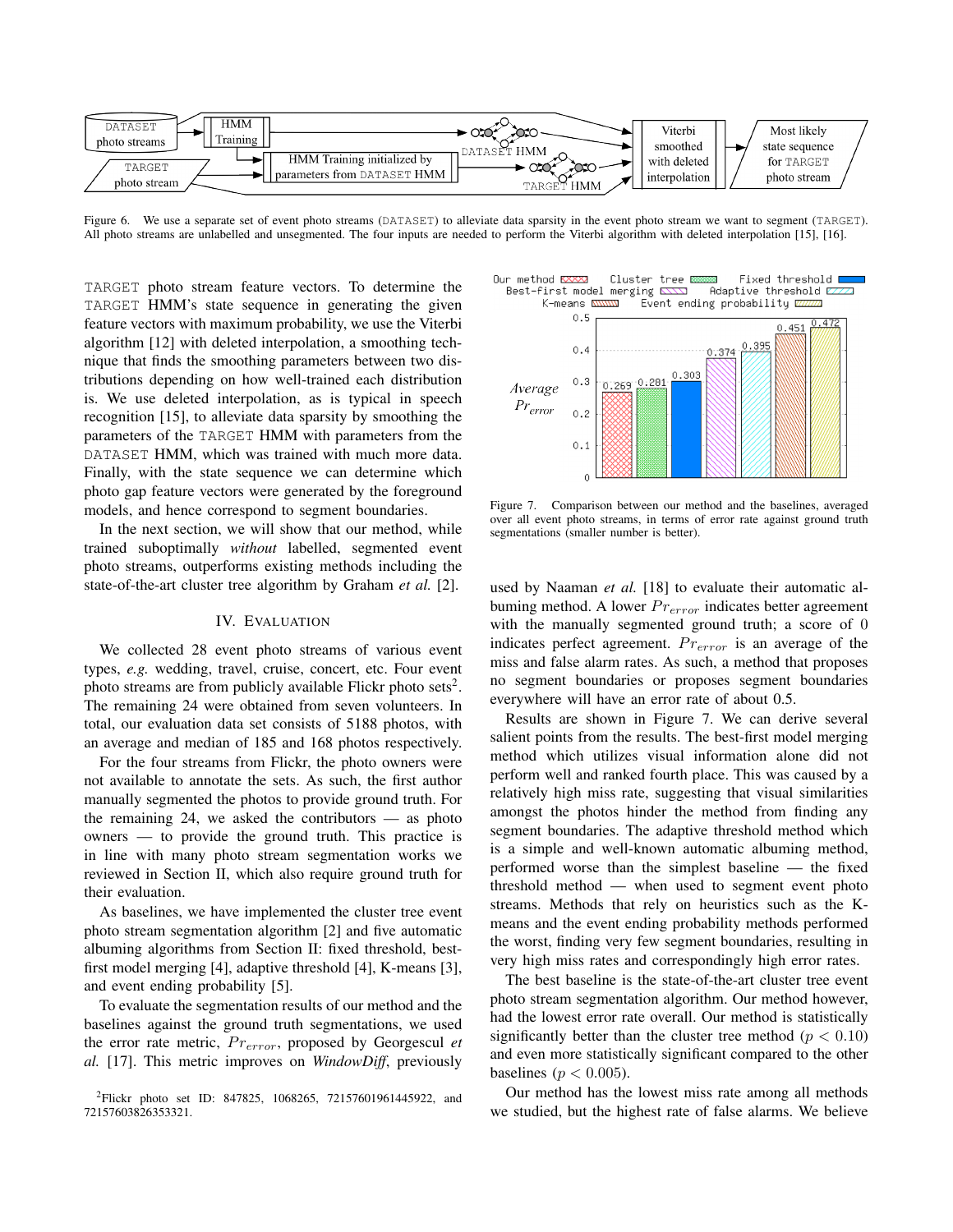Figure 6. We use a separate set of event photo streams (DATASET) to alleviate data sparsity in the event photo stream we want to segment (TARGET). All photo streams are unlabelled and unsegmented. The four inputs are needed to perform the Viterbi algorithm with deleted interpolation [15], [16].

TARGET photo stream feature vectors. To determine the TARGET HMM's state sequence in generating the given feature vectors with maximum probability, we use the Viterbi algorithm [12] with deleted interpolation, a smoothing technique that finds the smoothing parameters between two distributions depending on how well-trained each distribution is. We use deleted interpolation, as is typical in speech recognition [15], to alleviate data sparsity by smoothing the parameters of the TARGET HMM with parameters from the DATASET HMM, which was trained with much more data. Finally, with the state sequence we can determine which photo gap feature vectors were generated by the foreground models, and hence correspond to segment boundaries.

In the next section, we will show that our method, while trained suboptimally *without* labelled, segmented event photo streams, outperforms existing methods including the state-of-the-art cluster tree algorithm by Graham *et al.* [2].

## IV. Evaluation

We collected 28 event photo streams of various event types, *e.g.* wedding, travel, cruise, concert, etc. Four event photo streams are from publicly available Flickr photo sets[2]. The remaining 24 were obtained from seven volunteers. In total, our evaluation data set consists of 5188 photos, with an average and median of 185 and 168 photos respectively.

For the four streams from Flickr, the photo owners were not available to annotate the sets. As such, the first author manually segmented the photos to provide ground truth. For the remaining 24, we asked the contributors — as photo owners — to provide the ground truth. This practice is in line with many photo stream segmentation works we reviewed in Section II, which also require ground truth for their evaluation.

As baselines, we have implemented the cluster tree event photo stream segmentation algorithm [2] and five automatic albuming algorithms from Section II: fixed threshold, best-first model merging [4], adaptive threshold [4], K-means [3], and event ending probability [5].

To evaluate the segmentation results of our method and the baselines against the ground truth segmentations, we used the error rate metric, $Pr_{error}$, proposed by Georgescul *et al.* [17]. This metric improves on *WindowDiff*, previously used by Naaman *et al.* [18] to evaluate their automatic albuming method. A lower $Pr_{error}$ indicates better agreement with the manually segmented ground truth; a score of $0$ indicates perfect agreement. $Pr_{error}$ is an average of the miss and false alarm rates. As such, a method that proposes no segment boundaries or proposes segment boundaries everywhere will have an error rate of about 0.5.

Figure 7. Comparison between our method and the baselines, averaged over all event photo streams, in terms of error rate against ground truth segmentations (smaller number is better).

Results are shown in Figure 7. We can derive several salient points from the results. The best-first model merging method which utilizes visual information alone did not perform well and ranked fourth place. This was caused by a relatively high miss rate, suggesting that visual similarities amongst the photos hinder the method from finding any segment boundaries. The adaptive threshold method which is a simple and well-known automatic albuming method, performed worse than the simplest baseline — the fixed threshold method — when used to segment event photo streams. Methods that rely on heuristics such as the K-means and the event ending probability methods performed the worst, finding very few segment boundaries, resulting in very high miss rates and correspondingly high error rates.

The best baseline is the state-of-the-art cluster tree event photo stream segmentation algorithm. Our method however, had the lowest error rate overall. Our method is statistically significantly better than the cluster tree method ($p < 0.10$) and even more statistically significant compared to the other baselines ($p < 0.005$).

Our method has the lowest miss rate among all methods we studied, but the highest rate of false alarms. We believe

[2] Flickr photo set ID: 847825, 1068265, 72157601961445922, and 72157603826353321.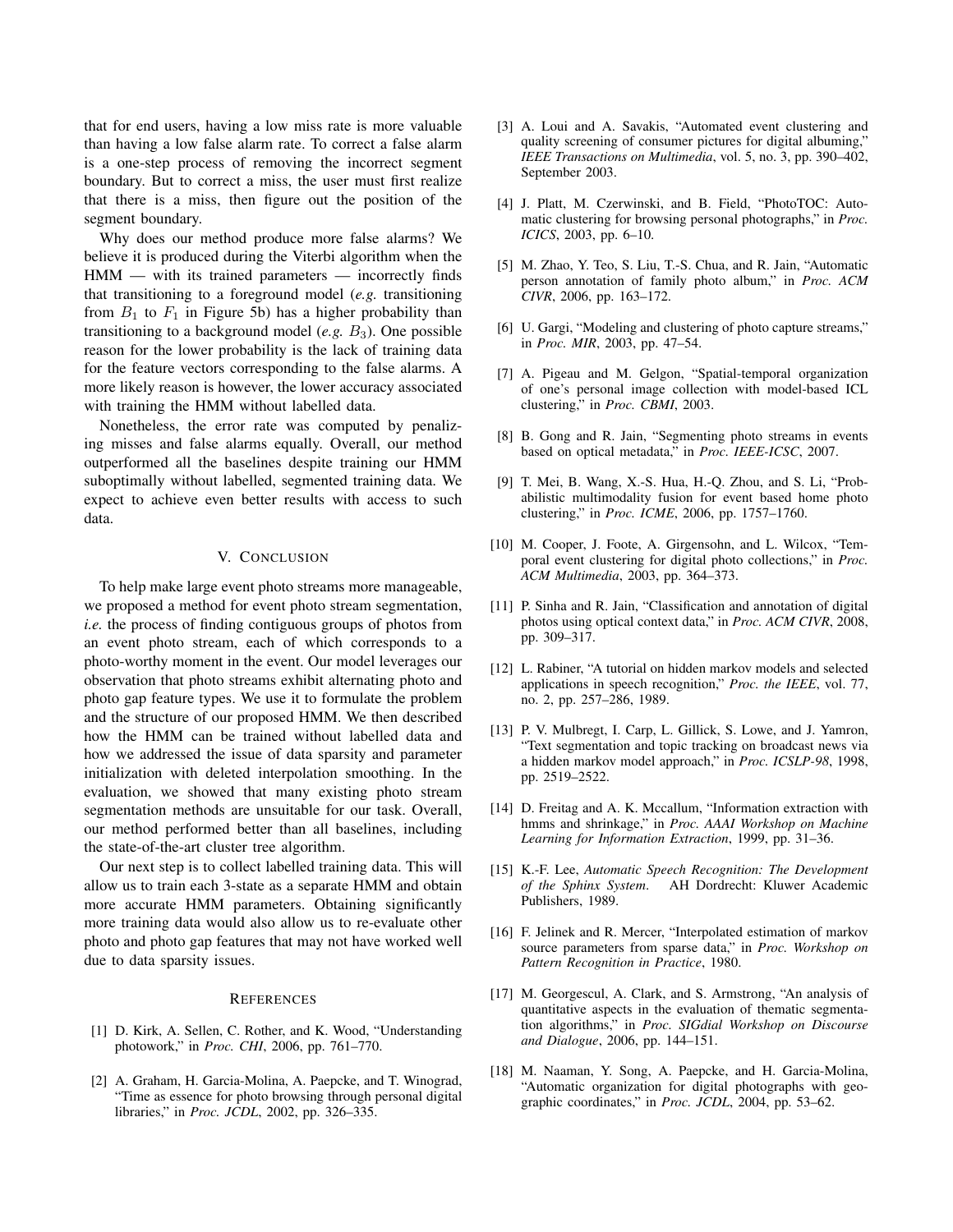that for end users, having a low miss rate is more valuable than having a low false alarm rate. To correct a false alarm is a one-step process of removing the incorrect segment boundary. But to correct a miss, the user must first realize that there is a miss, then figure out the position of the segment boundary.

Why does our method produce more false alarms? We believe it is produced during the Viterbi algorithm when the HMM — with its trained parameters — incorrectly finds that transitioning to a foreground model (*e.g.* transitioning from $B_1$ to $F_1$ in Figure 5b) has a higher probability than transitioning to a background model (*e.g.* $B_3$). One possible reason for the lower probability is the lack of training data for the feature vectors corresponding to the false alarms. A more likely reason is however, the lower accuracy associated with training the HMM without labelled data.

Nonetheless, the error rate was computed by penalizing misses and false alarms equally. Overall, our method outperformed all the baselines despite training our HMM suboptimally without labelled, segmented training data. We expect to achieve even better results with access to such data.

## V. Conclusion

To help make large event photo streams more manageable, we proposed a method for event photo stream segmentation, *i.e.* the process of finding contiguous groups of photos from an event photo stream, each of which corresponds to a photo-worthy moment in the event. Our model leverages our observation that photo streams exhibit alternating photo and photo gap feature types. We use it to formulate the problem and the structure of our proposed HMM. We then described how the HMM can be trained without labelled data and how we addressed the issue of data sparsity and parameter initialization with deleted interpolation smoothing. In the evaluation, we showed that many existing photo stream segmentation methods are unsuitable for our task. Overall, our method performed better than all baselines, including the state-of-the-art cluster tree algorithm.

Our next step is to collect labelled training data. This will allow us to train each 3-state as a separate HMM and obtain more accurate HMM parameters. Obtaining significantly more training data would also allow us to re-evaluate other photo and photo gap features that may not have worked well due to data sparsity issues.

## References

[1] D. Kirk, A. Sellen, C. Rother, and K. Wood, "Understanding photowork," in *Proc. CHI*, 2006, pp. 761–770.

[2] A. Graham, H. Garcia-Molina, A. Paepcke, and T. Winograd, "Time as essence for photo browsing through personal digital libraries," in *Proc. JCDL*, 2002, pp. 326–335.

[3] A. Loui and A. Savakis, "Automated event clustering and quality screening of consumer pictures for digital albuming," *IEEE Transactions on Multimedia*, vol. 5, no. 3, pp. 390–402, September 2003.

[4] J. Platt, M. Czerwinski, and B. Field, "PhotoTOC: Automatic clustering for browsing personal photographs," in *Proc. ICICS*, 2003, pp. 6–10.

[5] M. Zhao, Y. Teo, S. Liu, T.-S. Chua, and R. Jain, "Automatic person annotation of family photo album," in *Proc. ACM CIVR*, 2006, pp. 163–172.

[6] U. Gargi, "Modeling and clustering of photo capture streams," in *Proc. MIR*, 2003, pp. 47–54.

[7] A. Pigeau and M. Gelgon, "Spatial-temporal organization of one's personal image collection with model-based ICL clustering," in *Proc. CBMI*, 2003.

[8] B. Gong and R. Jain, "Segmenting photo streams in events based on optical metadata," in *Proc. IEEE-ICSC*, 2007.

[9] T. Mei, B. Wang, X.-S. Hua, H.-Q. Zhou, and S. Li, "Probabilistic multimodality fusion for event based home photo clustering," in *Proc. ICME*, 2006, pp. 1757–1760.

[10] M. Cooper, J. Foote, A. Girgensohn, and L. Wilcox, "Temporal event clustering for digital photo collections," in *Proc. ACM Multimedia*, 2003, pp. 364–373.

[11] P. Sinha and R. Jain, "Classification and annotation of digital photos using optical context data," in *Proc. ACM CIVR*, 2008, pp. 309–317.

[12] L. Rabiner, "A tutorial on hidden markov models and selected applications in speech recognition," *Proc. the IEEE*, vol. 77, no. 2, pp. 257–286, 1989.

[13] P. V. Mulbregt, I. Carp, L. Gillick, S. Lowe, and J. Yamron, "Text segmentation and topic tracking on broadcast news via a hidden markov model approach," in *Proc. ICSLP-98*, 1998, pp. 2519–2522.

[14] D. Freitag and A. K. Mccallum, "Information extraction with hmms and shrinkage," in *Proc. AAAI Workshop on Machine Learning for Information Extraction*, 1999, pp. 31–36.

[15] K.-F. Lee, *Automatic Speech Recognition: The Development of the Sphinx System*. AH Dordrecht: Kluwer Academic Publishers, 1989.

[16] F. Jelinek and R. Mercer, "Interpolated estimation of markov source parameters from sparse data," in *Proc. Workshop on Pattern Recognition in Practice*, 1980.

[17] M. Georgescul, A. Clark, and S. Armstrong, "An analysis of quantitative aspects in the evaluation of thematic segmentation algorithms," in *Proc. SIGdial Workshop on Discourse and Dialogue*, 2006, pp. 144–151.

[18] M. Naaman, Y. Song, A. Paepcke, and H. Garcia-Molina, "Automatic organization for digital photographs with geographic coordinates," in *Proc. JCDL*, 2004, pp. 53–62.